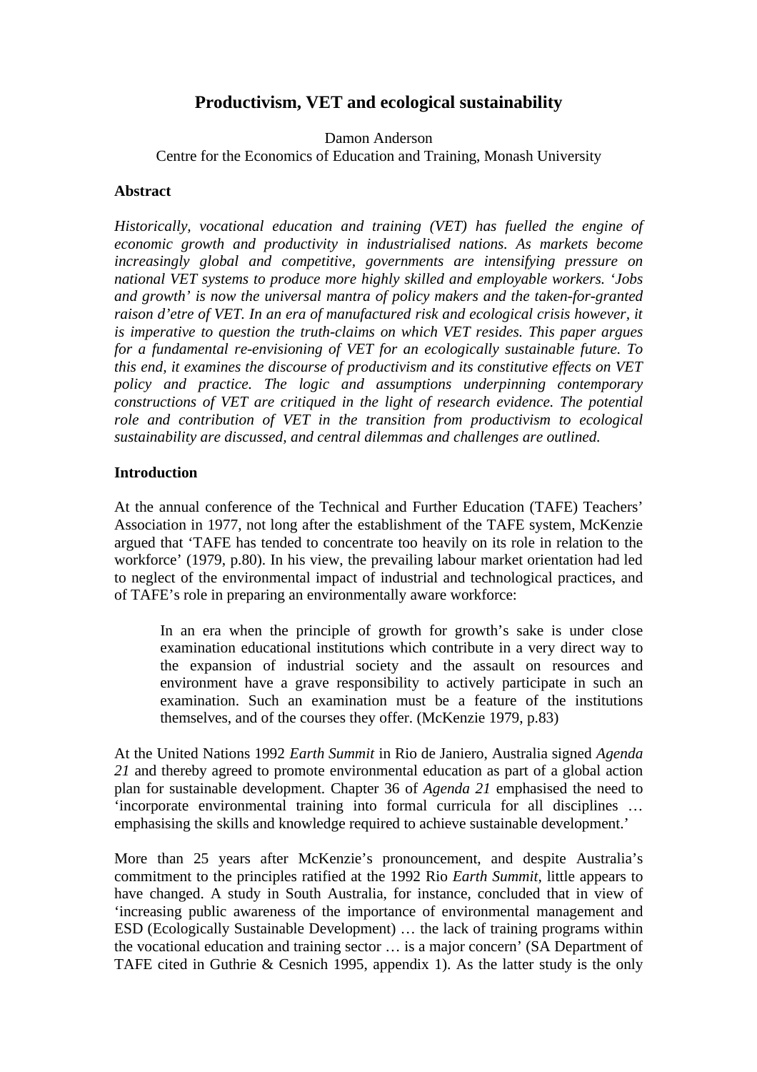# Productivism, VET and ecological sustainability

Damon Anderson
Centre for the Economics of Education and Training, Monash University

## Abstract

*Historically, vocational education and training (VET) has fuelled the engine of economic growth and productivity in industrialised nations. As markets become increasingly global and competitive, governments are intensifying pressure on national VET systems to produce more highly skilled and employable workers. 'Jobs and growth' is now the universal mantra of policy makers and the taken-for-granted raison d'etre of VET. In an era of manufactured risk and ecological crisis however, it is imperative to question the truth-claims on which VET resides. This paper argues for a fundamental re-envisioning of VET for an ecologically sustainable future. To this end, it examines the discourse of productivism and its constitutive effects on VET policy and practice. The logic and assumptions underpinning contemporary constructions of VET are critiqued in the light of research evidence. The potential role and contribution of VET in the transition from productivism to ecological sustainability are discussed, and central dilemmas and challenges are outlined.*

## Introduction

At the annual conference of the Technical and Further Education (TAFE) Teachers' Association in 1977, not long after the establishment of the TAFE system, McKenzie argued that 'TAFE has tended to concentrate too heavily on its role in relation to the workforce' (1979, p.80). In his view, the prevailing labour market orientation had led to neglect of the environmental impact of industrial and technological practices, and of TAFE's role in preparing an environmentally aware workforce:

> In an era when the principle of growth for growth's sake is under close examination educational institutions which contribute in a very direct way to the expansion of industrial society and the assault on resources and environment have a grave responsibility to actively participate in such an examination. Such an examination must be a feature of the institutions themselves, and of the courses they offer. (McKenzie 1979, p.83)

At the United Nations 1992 *Earth Summit* in Rio de Janiero, Australia signed *Agenda 21* and thereby agreed to promote environmental education as part of a global action plan for sustainable development. Chapter 36 of *Agenda 21* emphasised the need to 'incorporate environmental training into formal curricula for all disciplines … emphasising the skills and knowledge required to achieve sustainable development.'

More than 25 years after McKenzie's pronouncement, and despite Australia's commitment to the principles ratified at the 1992 Rio *Earth Summit*, little appears to have changed. A study in South Australia, for instance, concluded that in view of 'increasing public awareness of the importance of environmental management and ESD (Ecologically Sustainable Development) … the lack of training programs within the vocational education and training sector … is a major concern' (SA Department of TAFE cited in Guthrie & Cesnich 1995, appendix 1). As the latter study is the only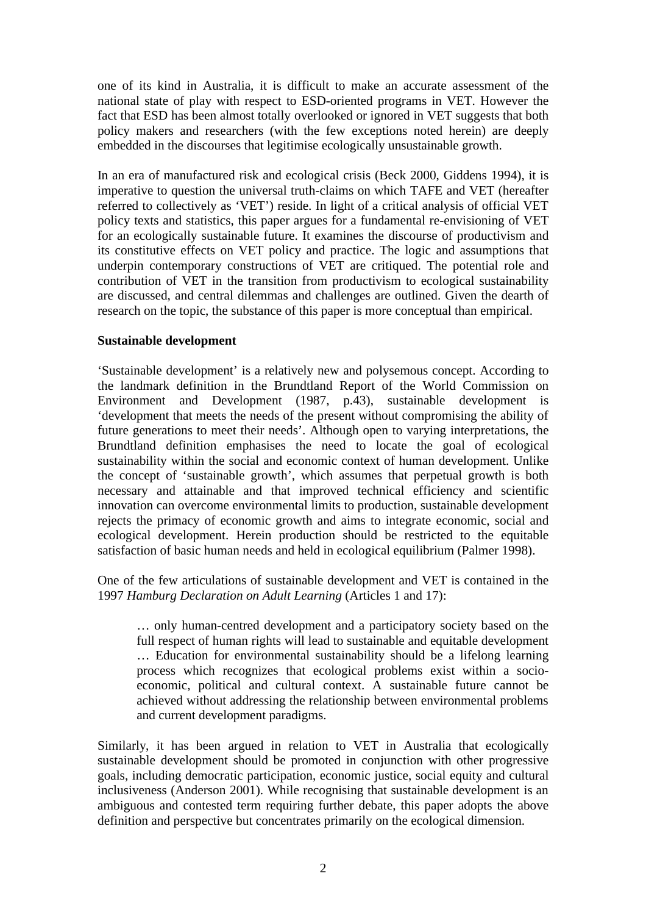one of its kind in Australia, it is difficult to make an accurate assessment of the national state of play with respect to ESD-oriented programs in VET. However the fact that ESD has been almost totally overlooked or ignored in VET suggests that both policy makers and researchers (with the few exceptions noted herein) are deeply embedded in the discourses that legitimise ecologically unsustainable growth.

In an era of manufactured risk and ecological crisis (Beck 2000, Giddens 1994), it is imperative to question the universal truth-claims on which TAFE and VET (hereafter referred to collectively as 'VET') reside. In light of a critical analysis of official VET policy texts and statistics, this paper argues for a fundamental re-envisioning of VET for an ecologically sustainable future. It examines the discourse of productivism and its constitutive effects on VET policy and practice. The logic and assumptions that underpin contemporary constructions of VET are critiqued. The potential role and contribution of VET in the transition from productivism to ecological sustainability are discussed, and central dilemmas and challenges are outlined. Given the dearth of research on the topic, the substance of this paper is more conceptual than empirical.

**Sustainable development**

'Sustainable development' is a relatively new and polysemous concept. According to the landmark definition in the Brundtland Report of the World Commission on Environment and Development (1987, p.43), sustainable development is 'development that meets the needs of the present without compromising the ability of future generations to meet their needs'. Although open to varying interpretations, the Brundtland definition emphasises the need to locate the goal of ecological sustainability within the social and economic context of human development. Unlike the concept of 'sustainable growth', which assumes that perpetual growth is both necessary and attainable and that improved technical efficiency and scientific innovation can overcome environmental limits to production, sustainable development rejects the primacy of economic growth and aims to integrate economic, social and ecological development. Herein production should be restricted to the equitable satisfaction of basic human needs and held in ecological equilibrium (Palmer 1998).

One of the few articulations of sustainable development and VET is contained in the 1997 *Hamburg Declaration on Adult Learning* (Articles 1 and 17):

> … only human-centred development and a participatory society based on the full respect of human rights will lead to sustainable and equitable development … Education for environmental sustainability should be a lifelong learning process which recognizes that ecological problems exist within a socio-economic, political and cultural context. A sustainable future cannot be achieved without addressing the relationship between environmental problems and current development paradigms.

Similarly, it has been argued in relation to VET in Australia that ecologically sustainable development should be promoted in conjunction with other progressive goals, including democratic participation, economic justice, social equity and cultural inclusiveness (Anderson 2001). While recognising that sustainable development is an ambiguous and contested term requiring further debate, this paper adopts the above definition and perspective but concentrates primarily on the ecological dimension.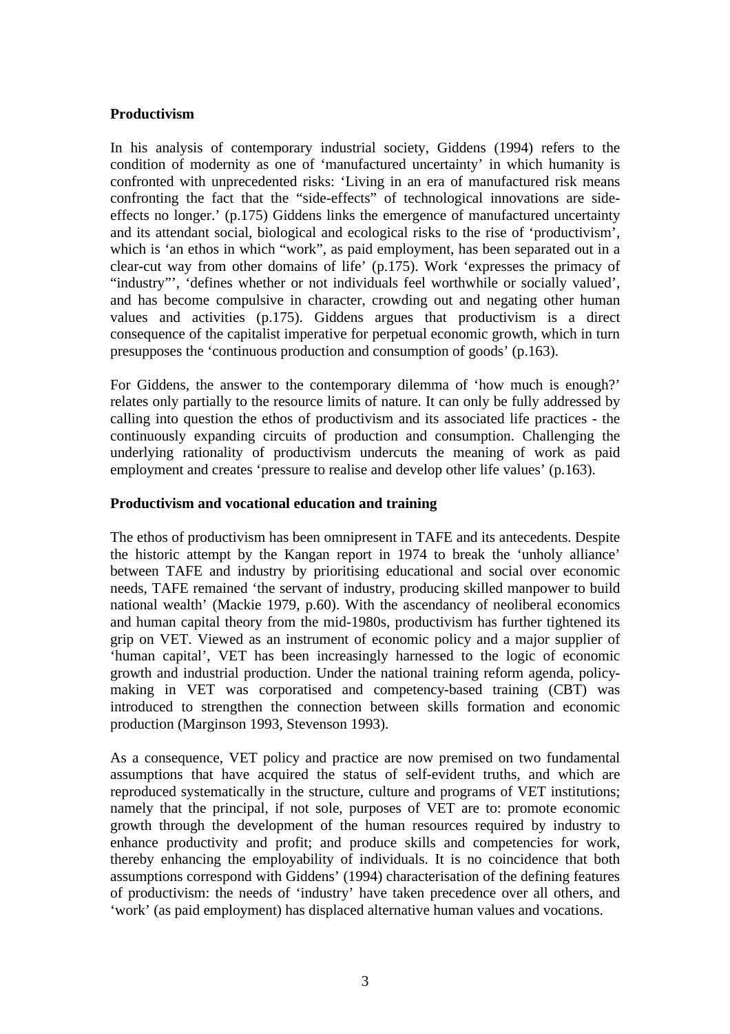**Productivism**

In his analysis of contemporary industrial society, Giddens (1994) refers to the condition of modernity as one of 'manufactured uncertainty' in which humanity is confronted with unprecedented risks: 'Living in an era of manufactured risk means confronting the fact that the "side-effects" of technological innovations are side-effects no longer.' (p.175) Giddens links the emergence of manufactured uncertainty and its attendant social, biological and ecological risks to the rise of 'productivism', which is 'an ethos in which "work", as paid employment, has been separated out in a clear-cut way from other domains of life' (p.175). Work 'expresses the primacy of "industry"', 'defines whether or not individuals feel worthwhile or socially valued', and has become compulsive in character, crowding out and negating other human values and activities (p.175). Giddens argues that productivism is a direct consequence of the capitalist imperative for perpetual economic growth, which in turn presupposes the 'continuous production and consumption of goods' (p.163).

For Giddens, the answer to the contemporary dilemma of 'how much is enough?' relates only partially to the resource limits of nature. It can only be fully addressed by calling into question the ethos of productivism and its associated life practices - the continuously expanding circuits of production and consumption. Challenging the underlying rationality of productivism undercuts the meaning of work as paid employment and creates 'pressure to realise and develop other life values' (p.163).

**Productivism and vocational education and training**

The ethos of productivism has been omnipresent in TAFE and its antecedents. Despite the historic attempt by the Kangan report in 1974 to break the 'unholy alliance' between TAFE and industry by prioritising educational and social over economic needs, TAFE remained 'the servant of industry, producing skilled manpower to build national wealth' (Mackie 1979, p.60). With the ascendancy of neoliberal economics and human capital theory from the mid-1980s, productivism has further tightened its grip on VET. Viewed as an instrument of economic policy and a major supplier of 'human capital', VET has been increasingly harnessed to the logic of economic growth and industrial production. Under the national training reform agenda, policy-making in VET was corporatised and competency-based training (CBT) was introduced to strengthen the connection between skills formation and economic production (Marginson 1993, Stevenson 1993).

As a consequence, VET policy and practice are now premised on two fundamental assumptions that have acquired the status of self-evident truths, and which are reproduced systematically in the structure, culture and programs of VET institutions; namely that the principal, if not sole, purposes of VET are to: promote economic growth through the development of the human resources required by industry to enhance productivity and profit; and produce skills and competencies for work, thereby enhancing the employability of individuals. It is no coincidence that both assumptions correspond with Giddens' (1994) characterisation of the defining features of productivism: the needs of 'industry' have taken precedence over all others, and 'work' (as paid employment) has displaced alternative human values and vocations.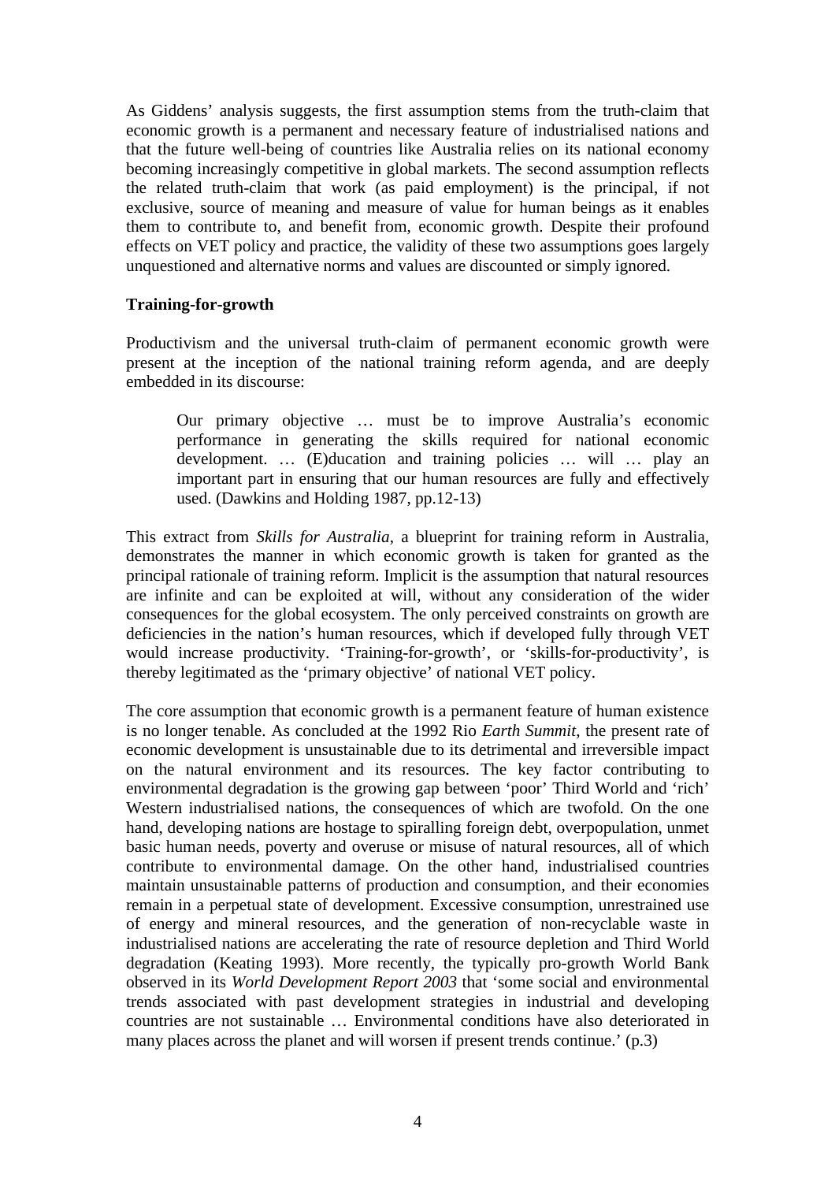As Giddens' analysis suggests, the first assumption stems from the truth-claim that economic growth is a permanent and necessary feature of industrialised nations and that the future well-being of countries like Australia relies on its national economy becoming increasingly competitive in global markets. The second assumption reflects the related truth-claim that work (as paid employment) is the principal, if not exclusive, source of meaning and measure of value for human beings as it enables them to contribute to, and benefit from, economic growth. Despite their profound effects on VET policy and practice, the validity of these two assumptions goes largely unquestioned and alternative norms and values are discounted or simply ignored.

**Training-for-growth**

Productivism and the universal truth-claim of permanent economic growth were present at the inception of the national training reform agenda, and are deeply embedded in its discourse:

> Our primary objective … must be to improve Australia's economic performance in generating the skills required for national economic development. … (E)ducation and training policies … will … play an important part in ensuring that our human resources are fully and effectively used. (Dawkins and Holding 1987, pp.12-13)

This extract from *Skills for Australia*, a blueprint for training reform in Australia, demonstrates the manner in which economic growth is taken for granted as the principal rationale of training reform. Implicit is the assumption that natural resources are infinite and can be exploited at will, without any consideration of the wider consequences for the global ecosystem. The only perceived constraints on growth are deficiencies in the nation's human resources, which if developed fully through VET would increase productivity. 'Training-for-growth', or 'skills-for-productivity', is thereby legitimated as the 'primary objective' of national VET policy.

The core assumption that economic growth is a permanent feature of human existence is no longer tenable. As concluded at the 1992 Rio *Earth Summit*, the present rate of economic development is unsustainable due to its detrimental and irreversible impact on the natural environment and its resources. The key factor contributing to environmental degradation is the growing gap between 'poor' Third World and 'rich' Western industrialised nations, the consequences of which are twofold. On the one hand, developing nations are hostage to spiralling foreign debt, overpopulation, unmet basic human needs, poverty and overuse or misuse of natural resources, all of which contribute to environmental damage. On the other hand, industrialised countries maintain unsustainable patterns of production and consumption, and their economies remain in a perpetual state of development. Excessive consumption, unrestrained use of energy and mineral resources, and the generation of non-recyclable waste in industrialised nations are accelerating the rate of resource depletion and Third World degradation (Keating 1993). More recently, the typically pro-growth World Bank observed in its *World Development Report 2003* that 'some social and environmental trends associated with past development strategies in industrial and developing countries are not sustainable … Environmental conditions have also deteriorated in many places across the planet and will worsen if present trends continue.' (p.3)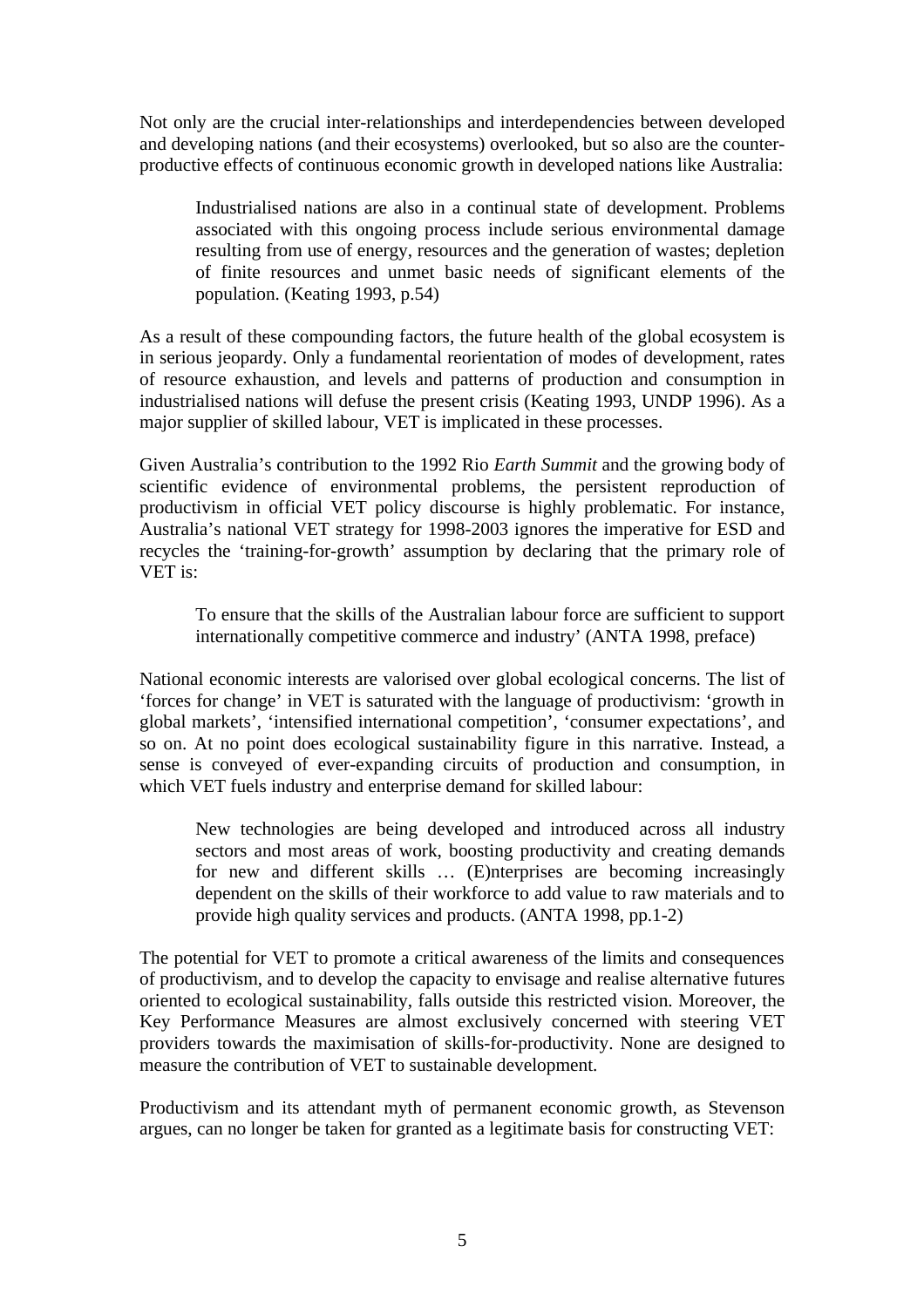Not only are the crucial inter-relationships and interdependencies between developed and developing nations (and their ecosystems) overlooked, but so also are the counter-productive effects of continuous economic growth in developed nations like Australia:

> Industrialised nations are also in a continual state of development. Problems associated with this ongoing process include serious environmental damage resulting from use of energy, resources and the generation of wastes; depletion of finite resources and unmet basic needs of significant elements of the population. (Keating 1993, p.54)

As a result of these compounding factors, the future health of the global ecosystem is in serious jeopardy. Only a fundamental reorientation of modes of development, rates of resource exhaustion, and levels and patterns of production and consumption in industrialised nations will defuse the present crisis (Keating 1993, UNDP 1996). As a major supplier of skilled labour, VET is implicated in these processes.

Given Australia's contribution to the 1992 Rio *Earth Summit* and the growing body of scientific evidence of environmental problems, the persistent reproduction of productivism in official VET policy discourse is highly problematic. For instance, Australia's national VET strategy for 1998-2003 ignores the imperative for ESD and recycles the 'training-for-growth' assumption by declaring that the primary role of VET is:

> To ensure that the skills of the Australian labour force are sufficient to support internationally competitive commerce and industry' (ANTA 1998, preface)

National economic interests are valorised over global ecological concerns. The list of 'forces for change' in VET is saturated with the language of productivism: 'growth in global markets', 'intensified international competition', 'consumer expectations', and so on. At no point does ecological sustainability figure in this narrative. Instead, a sense is conveyed of ever-expanding circuits of production and consumption, in which VET fuels industry and enterprise demand for skilled labour:

> New technologies are being developed and introduced across all industry sectors and most areas of work, boosting productivity and creating demands for new and different skills … (E)nterprises are becoming increasingly dependent on the skills of their workforce to add value to raw materials and to provide high quality services and products. (ANTA 1998, pp.1-2)

The potential for VET to promote a critical awareness of the limits and consequences of productivism, and to develop the capacity to envisage and realise alternative futures oriented to ecological sustainability, falls outside this restricted vision. Moreover, the Key Performance Measures are almost exclusively concerned with steering VET providers towards the maximisation of skills-for-productivity. None are designed to measure the contribution of VET to sustainable development.

Productivism and its attendant myth of permanent economic growth, as Stevenson argues, can no longer be taken for granted as a legitimate basis for constructing VET: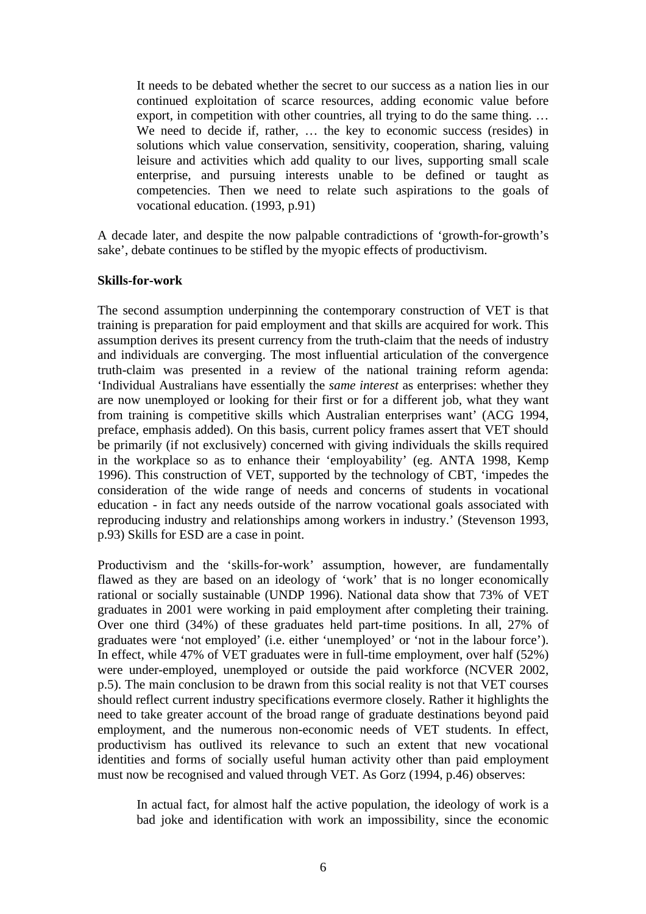> It needs to be debated whether the secret to our success as a nation lies in our continued exploitation of scarce resources, adding economic value before export, in competition with other countries, all trying to do the same thing. … We need to decide if, rather, … the key to economic success (resides) in solutions which value conservation, sensitivity, cooperation, sharing, valuing leisure and activities which add quality to our lives, supporting small scale enterprise, and pursuing interests unable to be defined or taught as competencies. Then we need to relate such aspirations to the goals of vocational education. (1993, p.91)

A decade later, and despite the now palpable contradictions of 'growth-for-growth's sake', debate continues to be stifled by the myopic effects of productivism.

**Skills-for-work**

The second assumption underpinning the contemporary construction of VET is that training is preparation for paid employment and that skills are acquired for work. This assumption derives its present currency from the truth-claim that the needs of industry and individuals are converging. The most influential articulation of the convergence truth-claim was presented in a review of the national training reform agenda: 'Individual Australians have essentially the *same interest* as enterprises: whether they are now unemployed or looking for their first or for a different job, what they want from training is competitive skills which Australian enterprises want' (ACG 1994, preface, emphasis added). On this basis, current policy frames assert that VET should be primarily (if not exclusively) concerned with giving individuals the skills required in the workplace so as to enhance their 'employability' (eg. ANTA 1998, Kemp 1996). This construction of VET, supported by the technology of CBT, 'impedes the consideration of the wide range of needs and concerns of students in vocational education - in fact any needs outside of the narrow vocational goals associated with reproducing industry and relationships among workers in industry.' (Stevenson 1993, p.93) Skills for ESD are a case in point.

Productivism and the 'skills-for-work' assumption, however, are fundamentally flawed as they are based on an ideology of 'work' that is no longer economically rational or socially sustainable (UNDP 1996). National data show that 73% of VET graduates in 2001 were working in paid employment after completing their training. Over one third (34%) of these graduates held part-time positions. In all, 27% of graduates were 'not employed' (i.e. either 'unemployed' or 'not in the labour force'). In effect, while 47% of VET graduates were in full-time employment, over half (52%) were under-employed, unemployed or outside the paid workforce (NCVER 2002, p.5). The main conclusion to be drawn from this social reality is not that VET courses should reflect current industry specifications evermore closely. Rather it highlights the need to take greater account of the broad range of graduate destinations beyond paid employment, and the numerous non-economic needs of VET students. In effect, productivism has outlived its relevance to such an extent that new vocational identities and forms of socially useful human activity other than paid employment must now be recognised and valued through VET. As Gorz (1994, p.46) observes:

> In actual fact, for almost half the active population, the ideology of work is a bad joke and identification with work an impossibility, since the economic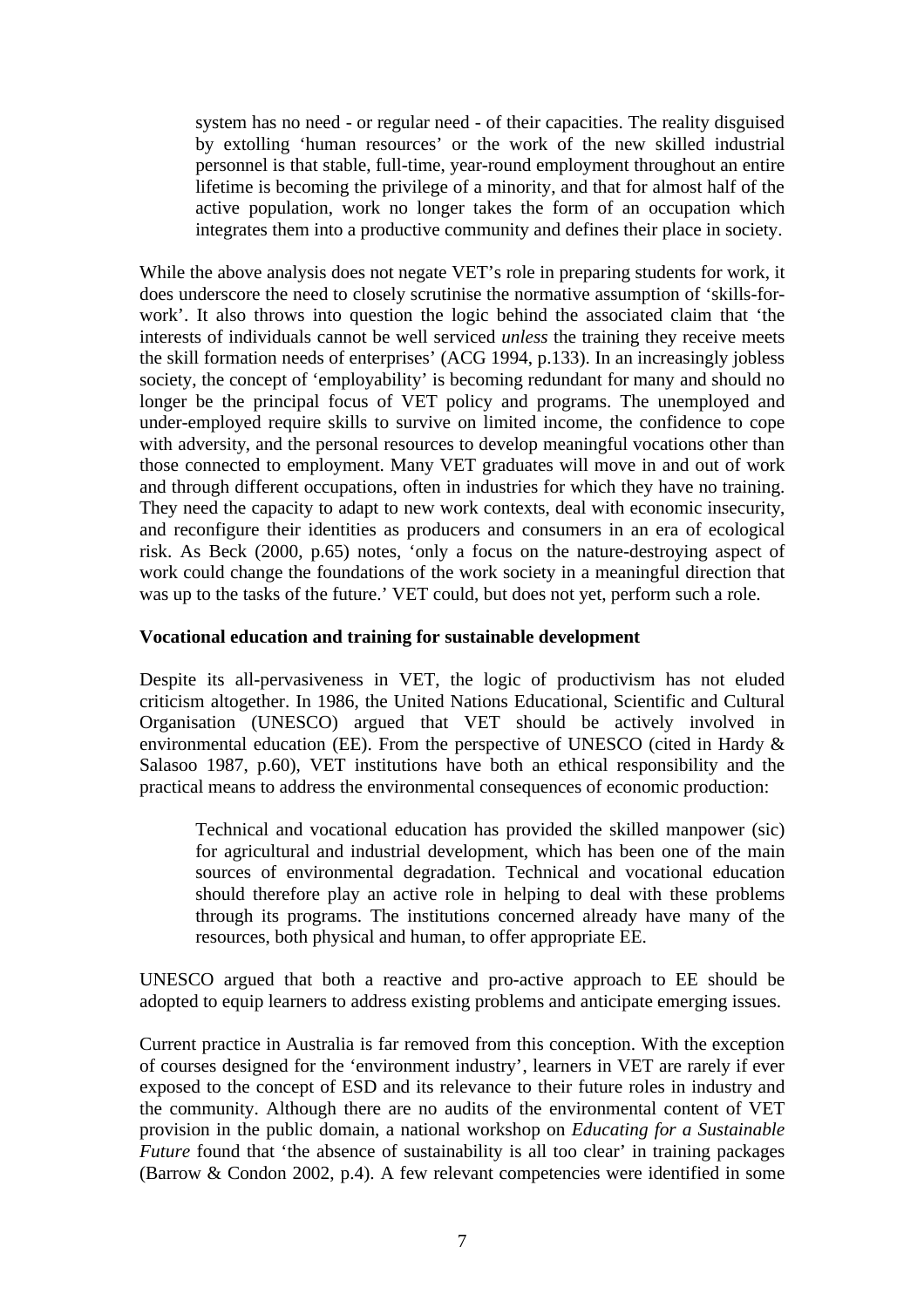> system has no need - or regular need - of their capacities. The reality disguised by extolling 'human resources' or the work of the new skilled industrial personnel is that stable, full-time, year-round employment throughout an entire lifetime is becoming the privilege of a minority, and that for almost half of the active population, work no longer takes the form of an occupation which integrates them into a productive community and defines their place in society.

While the above analysis does not negate VET's role in preparing students for work, it does underscore the need to closely scrutinise the normative assumption of 'skills-for-work'. It also throws into question the logic behind the associated claim that 'the interests of individuals cannot be well serviced *unless* the training they receive meets the skill formation needs of enterprises' (ACG 1994, p.133). In an increasingly jobless society, the concept of 'employability' is becoming redundant for many and should no longer be the principal focus of VET policy and programs. The unemployed and under-employed require skills to survive on limited income, the confidence to cope with adversity, and the personal resources to develop meaningful vocations other than those connected to employment. Many VET graduates will move in and out of work and through different occupations, often in industries for which they have no training. They need the capacity to adapt to new work contexts, deal with economic insecurity, and reconfigure their identities as producers and consumers in an era of ecological risk. As Beck (2000, p.65) notes, 'only a focus on the nature-destroying aspect of work could change the foundations of the work society in a meaningful direction that was up to the tasks of the future.' VET could, but does not yet, perform such a role.

**Vocational education and training for sustainable development**

Despite its all-pervasiveness in VET, the logic of productivism has not eluded criticism altogether. In 1986, the United Nations Educational, Scientific and Cultural Organisation (UNESCO) argued that VET should be actively involved in environmental education (EE). From the perspective of UNESCO (cited in Hardy & Salasoo 1987, p.60), VET institutions have both an ethical responsibility and the practical means to address the environmental consequences of economic production:

> Technical and vocational education has provided the skilled manpower (sic) for agricultural and industrial development, which has been one of the main sources of environmental degradation. Technical and vocational education should therefore play an active role in helping to deal with these problems through its programs. The institutions concerned already have many of the resources, both physical and human, to offer appropriate EE.

UNESCO argued that both a reactive and pro-active approach to EE should be adopted to equip learners to address existing problems and anticipate emerging issues.

Current practice in Australia is far removed from this conception. With the exception of courses designed for the 'environment industry', learners in VET are rarely if ever exposed to the concept of ESD and its relevance to their future roles in industry and the community. Although there are no audits of the environmental content of VET provision in the public domain, a national workshop on *Educating for a Sustainable Future* found that 'the absence of sustainability is all too clear' in training packages (Barrow & Condon 2002, p.4). A few relevant competencies were identified in some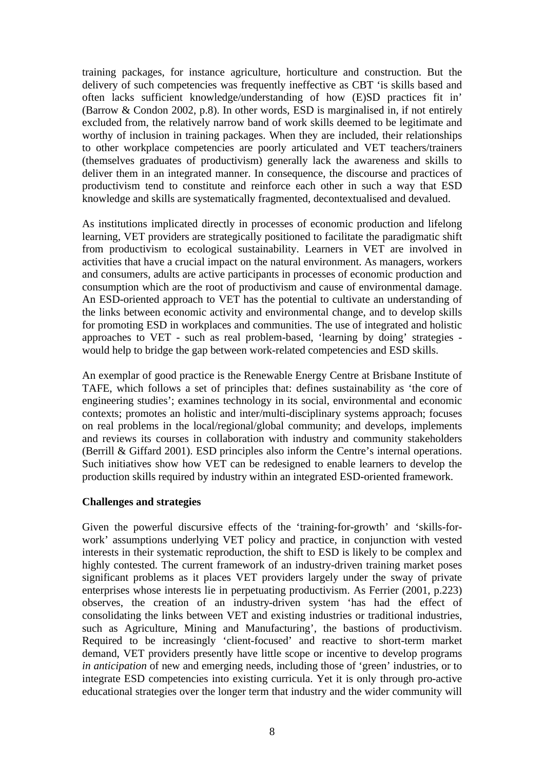training packages, for instance agriculture, horticulture and construction. But the delivery of such competencies was frequently ineffective as CBT 'is skills based and often lacks sufficient knowledge/understanding of how (E)SD practices fit in' (Barrow & Condon 2002, p.8). In other words, ESD is marginalised in, if not entirely excluded from, the relatively narrow band of work skills deemed to be legitimate and worthy of inclusion in training packages. When they are included, their relationships to other workplace competencies are poorly articulated and VET teachers/trainers (themselves graduates of productivism) generally lack the awareness and skills to deliver them in an integrated manner. In consequence, the discourse and practices of productivism tend to constitute and reinforce each other in such a way that ESD knowledge and skills are systematically fragmented, decontextualised and devalued.

As institutions implicated directly in processes of economic production and lifelong learning, VET providers are strategically positioned to facilitate the paradigmatic shift from productivism to ecological sustainability. Learners in VET are involved in activities that have a crucial impact on the natural environment. As managers, workers and consumers, adults are active participants in processes of economic production and consumption which are the root of productivism and cause of environmental damage. An ESD-oriented approach to VET has the potential to cultivate an understanding of the links between economic activity and environmental change, and to develop skills for promoting ESD in workplaces and communities. The use of integrated and holistic approaches to VET - such as real problem-based, 'learning by doing' strategies - would help to bridge the gap between work-related competencies and ESD skills.

An exemplar of good practice is the Renewable Energy Centre at Brisbane Institute of TAFE, which follows a set of principles that: defines sustainability as 'the core of engineering studies'; examines technology in its social, environmental and economic contexts; promotes an holistic and inter/multi-disciplinary systems approach; focuses on real problems in the local/regional/global community; and develops, implements and reviews its courses in collaboration with industry and community stakeholders (Berrill & Giffard 2001). ESD principles also inform the Centre's internal operations. Such initiatives show how VET can be redesigned to enable learners to develop the production skills required by industry within an integrated ESD-oriented framework.

**Challenges and strategies**

Given the powerful discursive effects of the 'training-for-growth' and 'skills-for-work' assumptions underlying VET policy and practice, in conjunction with vested interests in their systematic reproduction, the shift to ESD is likely to be complex and highly contested. The current framework of an industry-driven training market poses significant problems as it places VET providers largely under the sway of private enterprises whose interests lie in perpetuating productivism. As Ferrier (2001, p.223) observes, the creation of an industry-driven system 'has had the effect of consolidating the links between VET and existing industries or traditional industries, such as Agriculture, Mining and Manufacturing', the bastions of productivism. Required to be increasingly 'client-focused' and reactive to short-term market demand, VET providers presently have little scope or incentive to develop programs *in anticipation* of new and emerging needs, including those of 'green' industries, or to integrate ESD competencies into existing curricula. Yet it is only through pro-active educational strategies over the longer term that industry and the wider community will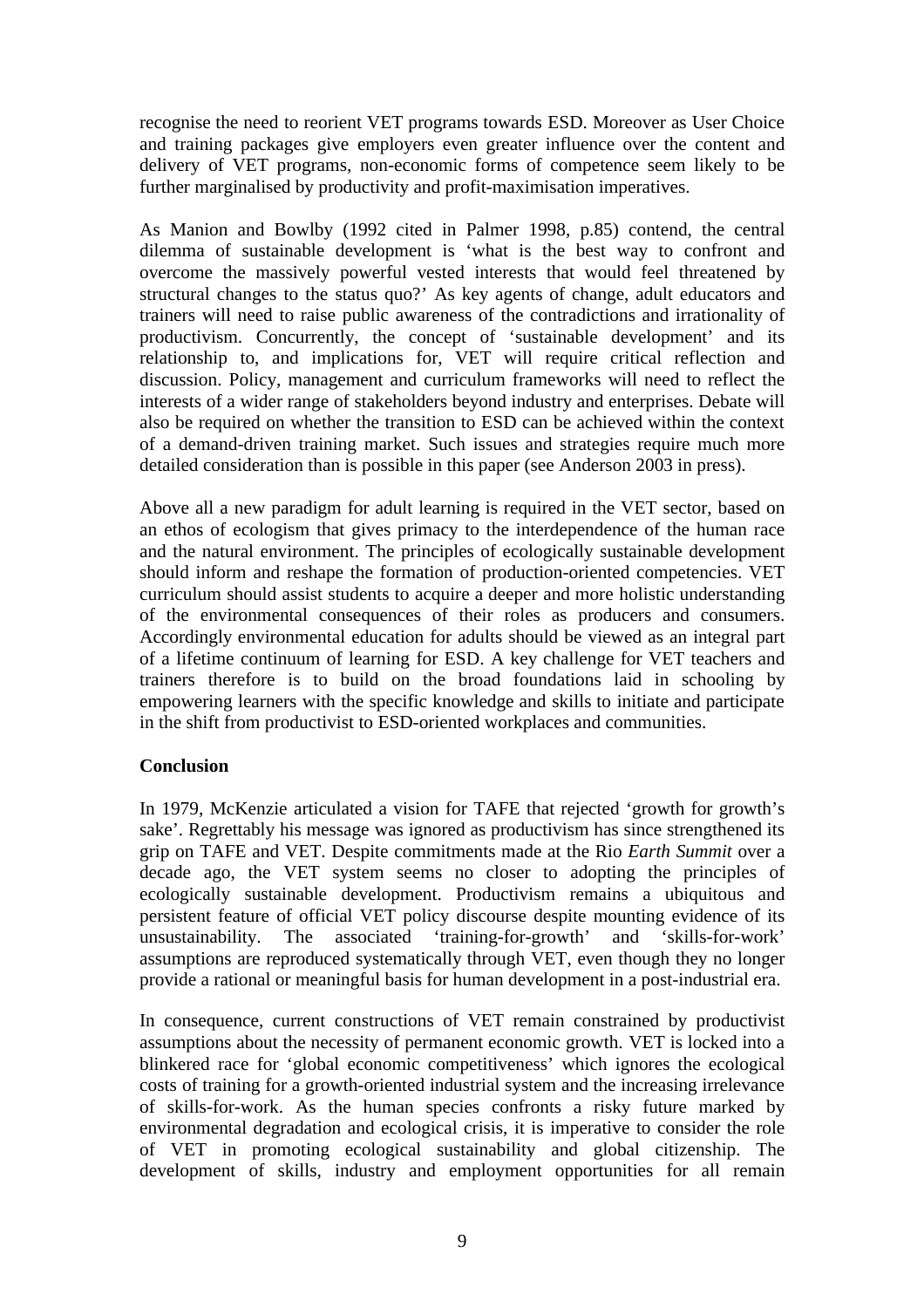recognise the need to reorient VET programs towards ESD. Moreover as User Choice and training packages give employers even greater influence over the content and delivery of VET programs, non-economic forms of competence seem likely to be further marginalised by productivity and profit-maximisation imperatives.

As Manion and Bowlby (1992 cited in Palmer 1998, p.85) contend, the central dilemma of sustainable development is 'what is the best way to confront and overcome the massively powerful vested interests that would feel threatened by structural changes to the status quo?' As key agents of change, adult educators and trainers will need to raise public awareness of the contradictions and irrationality of productivism. Concurrently, the concept of 'sustainable development' and its relationship to, and implications for, VET will require critical reflection and discussion. Policy, management and curriculum frameworks will need to reflect the interests of a wider range of stakeholders beyond industry and enterprises. Debate will also be required on whether the transition to ESD can be achieved within the context of a demand-driven training market. Such issues and strategies require much more detailed consideration than is possible in this paper (see Anderson 2003 in press).

Above all a new paradigm for adult learning is required in the VET sector, based on an ethos of ecologism that gives primacy to the interdependence of the human race and the natural environment. The principles of ecologically sustainable development should inform and reshape the formation of production-oriented competencies. VET curriculum should assist students to acquire a deeper and more holistic understanding of the environmental consequences of their roles as producers and consumers. Accordingly environmental education for adults should be viewed as an integral part of a lifetime continuum of learning for ESD. A key challenge for VET teachers and trainers therefore is to build on the broad foundations laid in schooling by empowering learners with the specific knowledge and skills to initiate and participate in the shift from productivist to ESD-oriented workplaces and communities.

**Conclusion**

In 1979, McKenzie articulated a vision for TAFE that rejected 'growth for growth's sake'. Regrettably his message was ignored as productivism has since strengthened its grip on TAFE and VET. Despite commitments made at the Rio *Earth Summit* over a decade ago, the VET system seems no closer to adopting the principles of ecologically sustainable development. Productivism remains a ubiquitous and persistent feature of official VET policy discourse despite mounting evidence of its unsustainability. The associated 'training-for-growth' and 'skills-for-work' assumptions are reproduced systematically through VET, even though they no longer provide a rational or meaningful basis for human development in a post-industrial era.

In consequence, current constructions of VET remain constrained by productivist assumptions about the necessity of permanent economic growth. VET is locked into a blinkered race for 'global economic competitiveness' which ignores the ecological costs of training for a growth-oriented industrial system and the increasing irrelevance of skills-for-work. As the human species confronts a risky future marked by environmental degradation and ecological crisis, it is imperative to consider the role of VET in promoting ecological sustainability and global citizenship. The development of skills, industry and employment opportunities for all remain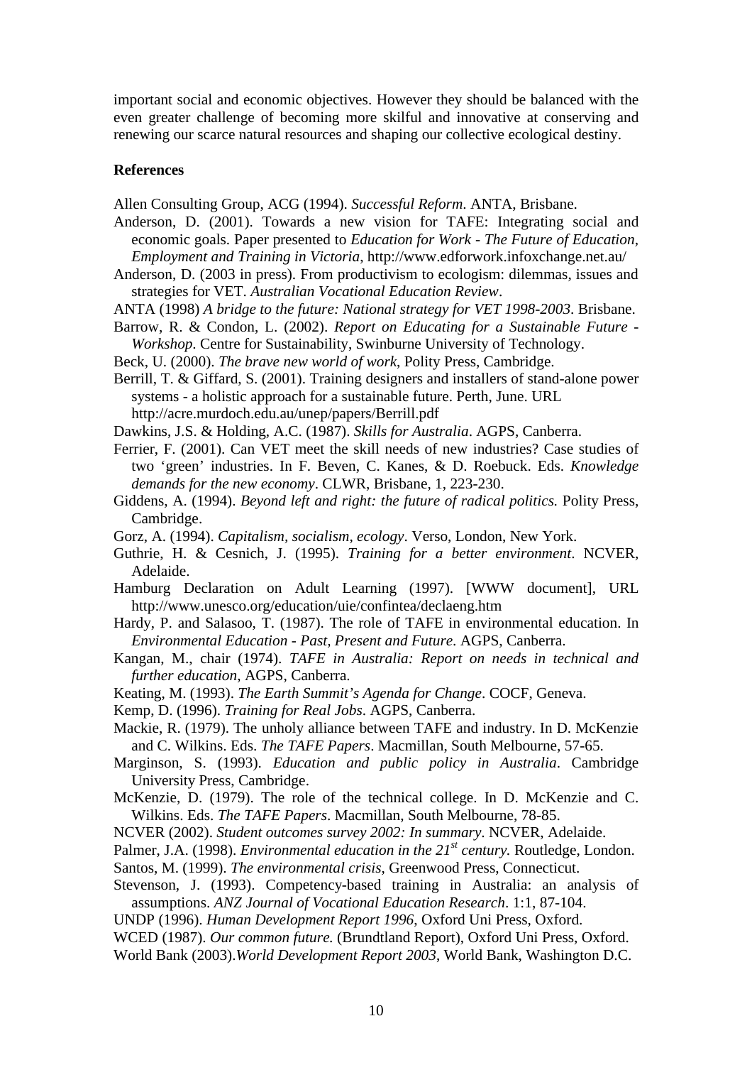important social and economic objectives. However they should be balanced with the even greater challenge of becoming more skilful and innovative at conserving and renewing our scarce natural resources and shaping our collective ecological destiny.

**References**

Allen Consulting Group, ACG (1994). *Successful Reform*. ANTA, Brisbane.

Anderson, D. (2001). Towards a new vision for TAFE: Integrating social and economic goals. Paper presented to *Education for Work - The Future of Education, Employment and Training in Victoria*, http://www.edforwork.infoxchange.net.au/

Anderson, D. (2003 in press). From productivism to ecologism: dilemmas, issues and strategies for VET. *Australian Vocational Education Review*.

ANTA (1998) *A bridge to the future: National strategy for VET 1998-2003*. Brisbane.

Barrow, R. & Condon, L. (2002). *Report on Educating for a Sustainable Future - Workshop*. Centre for Sustainability, Swinburne University of Technology.

Beck, U. (2000). *The brave new world of work*, Polity Press, Cambridge.

Berrill, T. & Giffard, S. (2001). Training designers and installers of stand-alone power systems - a holistic approach for a sustainable future. Perth, June. URL http://acre.murdoch.edu.au/unep/papers/Berrill.pdf

Dawkins, J.S. & Holding, A.C. (1987). *Skills for Australia*. AGPS, Canberra.

Ferrier, F. (2001). Can VET meet the skill needs of new industries? Case studies of two 'green' industries. In F. Beven, C. Kanes, & D. Roebuck. Eds. *Knowledge demands for the new economy*. CLWR, Brisbane, 1, 223-230.

Giddens, A. (1994). *Beyond left and right: the future of radical politics.* Polity Press, Cambridge.

Gorz, A. (1994). *Capitalism, socialism, ecology*. Verso, London, New York.

Guthrie, H. & Cesnich, J. (1995). *Training for a better environment*. NCVER, Adelaide.

Hamburg Declaration on Adult Learning (1997). [WWW document], URL http://www.unesco.org/education/uie/confintea/declaeng.htm

Hardy, P. and Salasoo, T. (1987). The role of TAFE in environmental education. In *Environmental Education - Past, Present and Future*. AGPS, Canberra.

Kangan, M., chair (1974). *TAFE in Australia: Report on needs in technical and further education*, AGPS, Canberra.

Keating, M. (1993). *The Earth Summit's Agenda for Change*. COCF, Geneva.

Kemp, D. (1996). *Training for Real Jobs*. AGPS, Canberra.

Mackie, R. (1979). The unholy alliance between TAFE and industry. In D. McKenzie and C. Wilkins. Eds. *The TAFE Papers*. Macmillan, South Melbourne, 57-65.

Marginson, S. (1993). *Education and public policy in Australia*. Cambridge University Press, Cambridge.

McKenzie, D. (1979). The role of the technical college. In D. McKenzie and C. Wilkins. Eds. *The TAFE Papers*. Macmillan, South Melbourne, 78-85.

NCVER (2002). *Student outcomes survey 2002: In summary*. NCVER, Adelaide.

Palmer, J.A. (1998). *Environmental education in the 21st century.* Routledge, London.

Santos, M. (1999). *The environmental crisis*, Greenwood Press, Connecticut.

Stevenson, J. (1993). Competency-based training in Australia: an analysis of assumptions. *ANZ Journal of Vocational Education Research*. 1:1, 87-104.

UNDP (1996). *Human Development Report 1996*, Oxford Uni Press, Oxford.

WCED (1987). *Our common future.* (Brundtland Report), Oxford Uni Press, Oxford.

World Bank (2003).*World Development Report 2003*, World Bank, Washington D.C.